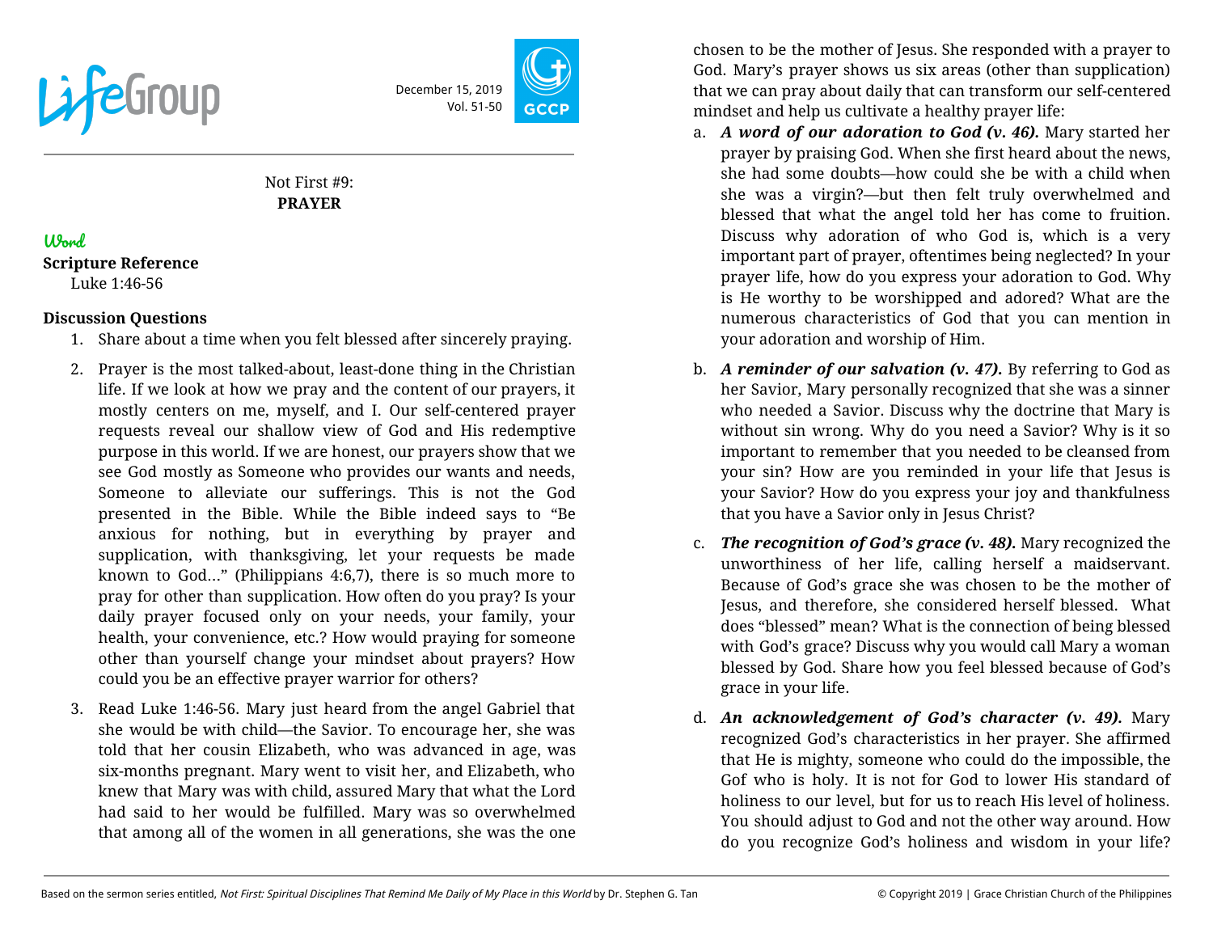LifeGroup

December 15, 2019
Vol. 51-50

GCCP

Not First #9:
**PRAYER**

## Word

**Scripture Reference**
Luke 1:46-56

**Discussion Questions**

1. Share about a time when you felt blessed after sincerely praying.

2. Prayer is the most talked-about, least-done thing in the Christian life. If we look at how we pray and the content of our prayers, it mostly centers on me, myself, and I. Our self-centered prayer requests reveal our shallow view of God and His redemptive purpose in this world. If we are honest, our prayers show that we see God mostly as Someone who provides our wants and needs, Someone to alleviate our sufferings. This is not the God presented in the Bible. While the Bible indeed says to "Be anxious for nothing, but in everything by prayer and supplication, with thanksgiving, let your requests be made known to God…" (Philippians 4:6,7), there is so much more to pray for other than supplication. How often do you pray? Is your daily prayer focused only on your needs, your family, your health, your convenience, etc.? How would praying for someone other than yourself change your mindset about prayers? How could you be an effective prayer warrior for others?

3. Read Luke 1:46-56. Mary just heard from the angel Gabriel that she would be with child—the Savior. To encourage her, she was told that her cousin Elizabeth, who was advanced in age, was six-months pregnant. Mary went to visit her, and Elizabeth, who knew that Mary was with child, assured Mary that what the Lord had said to her would be fulfilled. Mary was so overwhelmed that among all of the women in all generations, she was the one chosen to be the mother of Jesus. She responded with a prayer to God. Mary's prayer shows us six areas (other than supplication) that we can pray about daily that can transform our self-centered mindset and help us cultivate a healthy prayer life:

   a. ***A word of our adoration to God (v. 46).*** Mary started her prayer by praising God. When she first heard about the news, she had some doubts—how could she be with a child when she was a virgin?—but then felt truly overwhelmed and blessed that what the angel told her has come to fruition. Discuss why adoration of who God is, which is a very important part of prayer, oftentimes being neglected? In your prayer life, how do you express your adoration to God. Why is He worthy to be worshipped and adored? What are the numerous characteristics of God that you can mention in your adoration and worship of Him.

   b. ***A reminder of our salvation (v. 47).*** By referring to God as her Savior, Mary personally recognized that she was a sinner who needed a Savior. Discuss why the doctrine that Mary is without sin wrong. Why do you need a Savior? Why is it so important to remember that you needed to be cleansed from your sin? How are you reminded in your life that Jesus is your Savior? How do you express your joy and thankfulness that you have a Savior only in Jesus Christ?

   c. ***The recognition of God's grace (v. 48).*** Mary recognized the unworthiness of her life, calling herself a maidservant. Because of God's grace she was chosen to be the mother of Jesus, and therefore, she considered herself blessed. What does "blessed" mean? What is the connection of being blessed with God's grace? Discuss why you would call Mary a woman blessed by God. Share how you feel blessed because of God's grace in your life.

   d. ***An acknowledgement of God's character (v. 49).*** Mary recognized God's characteristics in her prayer. She affirmed that He is mighty, someone who could do the impossible, the Gof who is holy. It is not for God to lower His standard of holiness to our level, but for us to reach His level of holiness. You should adjust to God and not the other way around. How do you recognize God's holiness and wisdom in your life?

Based on the sermon series entitled, *Not First: Spiritual Disciplines That Remind Me Daily of My Place in this World* by Dr. Stephen G. Tan

© Copyright 2019 | Grace Christian Church of the Philippines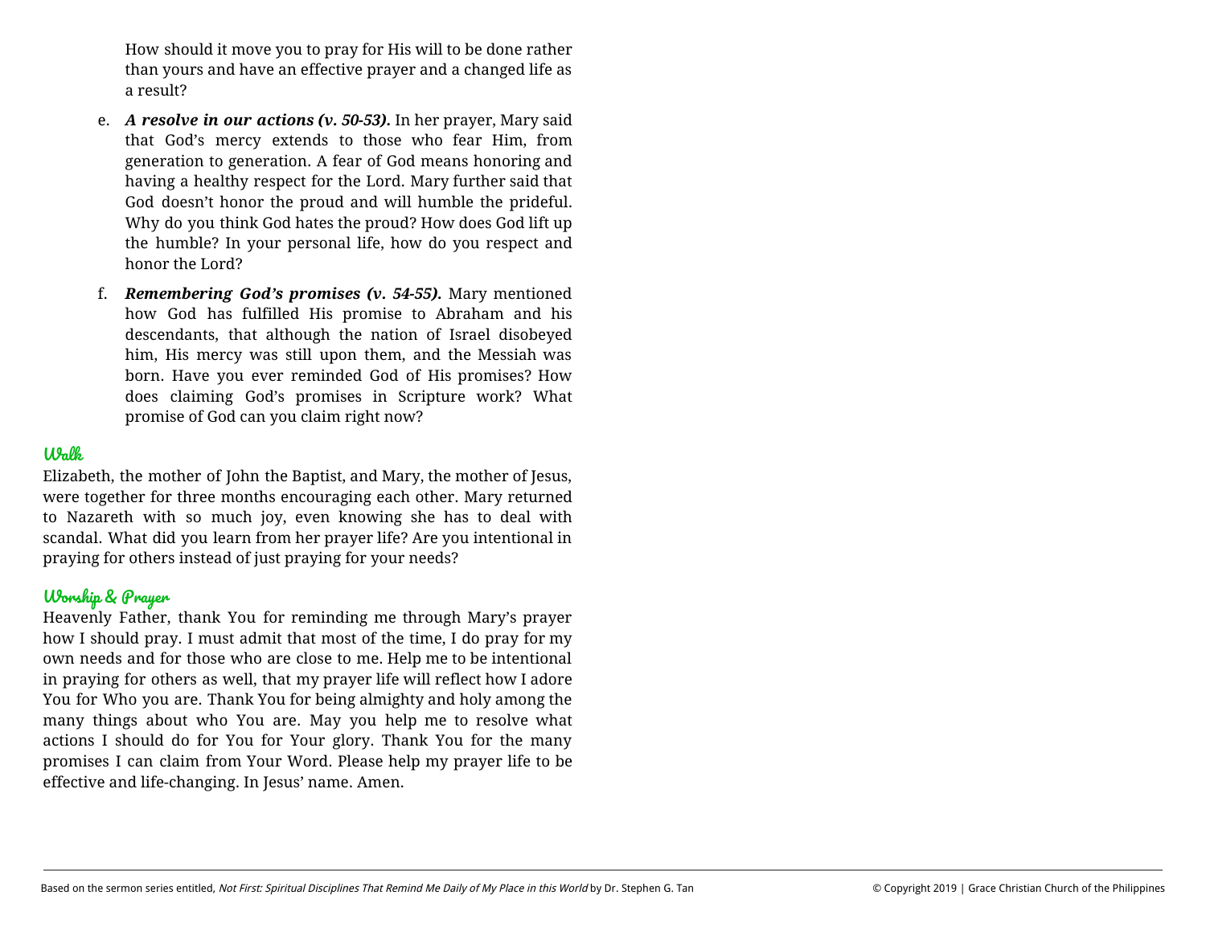How should it move you to pray for His will to be done rather than yours and have an effective prayer and a changed life as a result?

e. ***A resolve in our actions (v. 50-53).*** In her prayer, Mary said that God's mercy extends to those who fear Him, from generation to generation. A fear of God means honoring and having a healthy respect for the Lord. Mary further said that God doesn't honor the proud and will humble the prideful. Why do you think God hates the proud? How does God lift up the humble? In your personal life, how do you respect and honor the Lord?

f. ***Remembering God's promises (v. 54-55).*** Mary mentioned how God has fulfilled His promise to Abraham and his descendants, that although the nation of Israel disobeyed him, His mercy was still upon them, and the Messiah was born. Have you ever reminded God of His promises? How does claiming God's promises in Scripture work? What promise of God can you claim right now?

## Walk

Elizabeth, the mother of John the Baptist, and Mary, the mother of Jesus, were together for three months encouraging each other. Mary returned to Nazareth with so much joy, even knowing she has to deal with scandal. What did you learn from her prayer life? Are you intentional in praying for others instead of just praying for your needs?

## Worship & Prayer

Heavenly Father, thank You for reminding me through Mary's prayer how I should pray. I must admit that most of the time, I do pray for my own needs and for those who are close to me. Help me to be intentional in praying for others as well, that my prayer life will reflect how I adore You for Who you are. Thank You for being almighty and holy among the many things about who You are. May you help me to resolve what actions I should do for You for Your glory. Thank You for the many promises I can claim from Your Word. Please help my prayer life to be effective and life-changing. In Jesus' name. Amen.